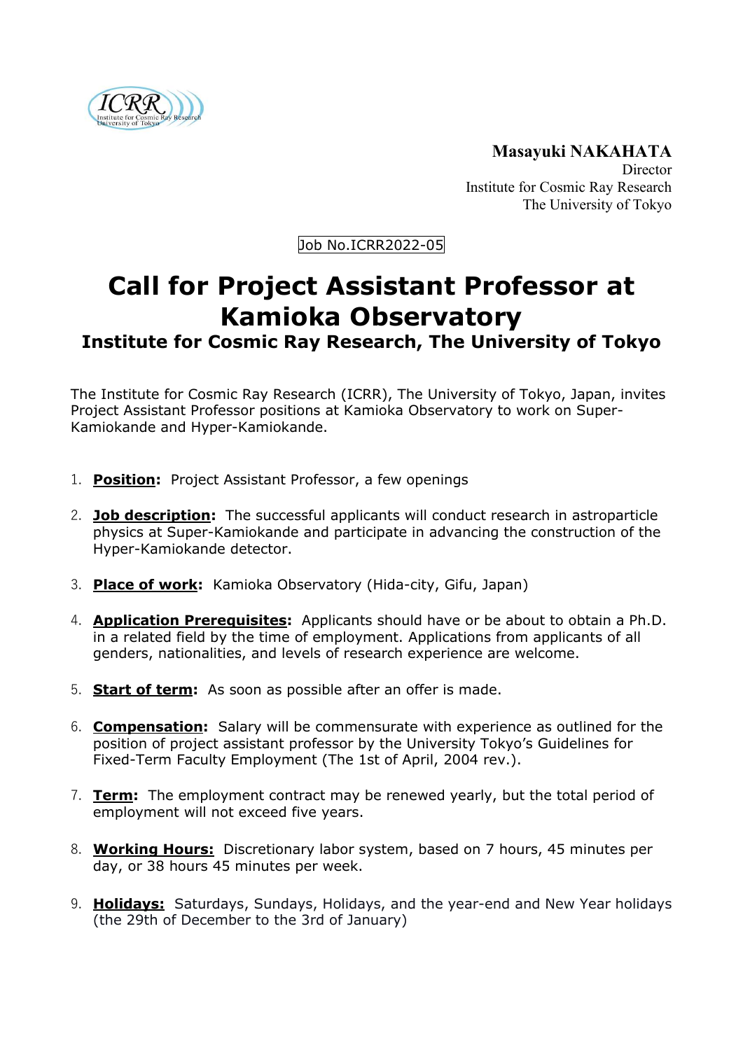**Masayuki NAKAHATA**
Director
Institute for Cosmic Ray Research
The University of Tokyo

Job No.ICRR2022-05

# Call for Project Assistant Professor at Kamioka Observatory

## Institute for Cosmic Ray Research, The University of Tokyo

The Institute for Cosmic Ray Research (ICRR), The University of Tokyo, Japan, invites Project Assistant Professor positions at Kamioka Observatory to work on Super-Kamiokande and Hyper-Kamiokande.

1. **Position:** Project Assistant Professor, a few openings

2. **Job description:** The successful applicants will conduct research in astroparticle physics at Super-Kamiokande and participate in advancing the construction of the Hyper-Kamiokande detector.

3. **Place of work:** Kamioka Observatory (Hida-city, Gifu, Japan)

4. **Application Prerequisites:** Applicants should have or be about to obtain a Ph.D. in a related field by the time of employment. Applications from applicants of all genders, nationalities, and levels of research experience are welcome.

5. **Start of term:** As soon as possible after an offer is made.

6. **Compensation:** Salary will be commensurate with experience as outlined for the position of project assistant professor by the University Tokyo's Guidelines for Fixed-Term Faculty Employment (The 1st of April, 2004 rev.).

7. **Term:** The employment contract may be renewed yearly, but the total period of employment will not exceed five years.

8. **Working Hours:** Discretionary labor system, based on 7 hours, 45 minutes per day, or 38 hours 45 minutes per week.

9. **Holidays:** Saturdays, Sundays, Holidays, and the year-end and New Year holidays (the 29th of December to the 3rd of January)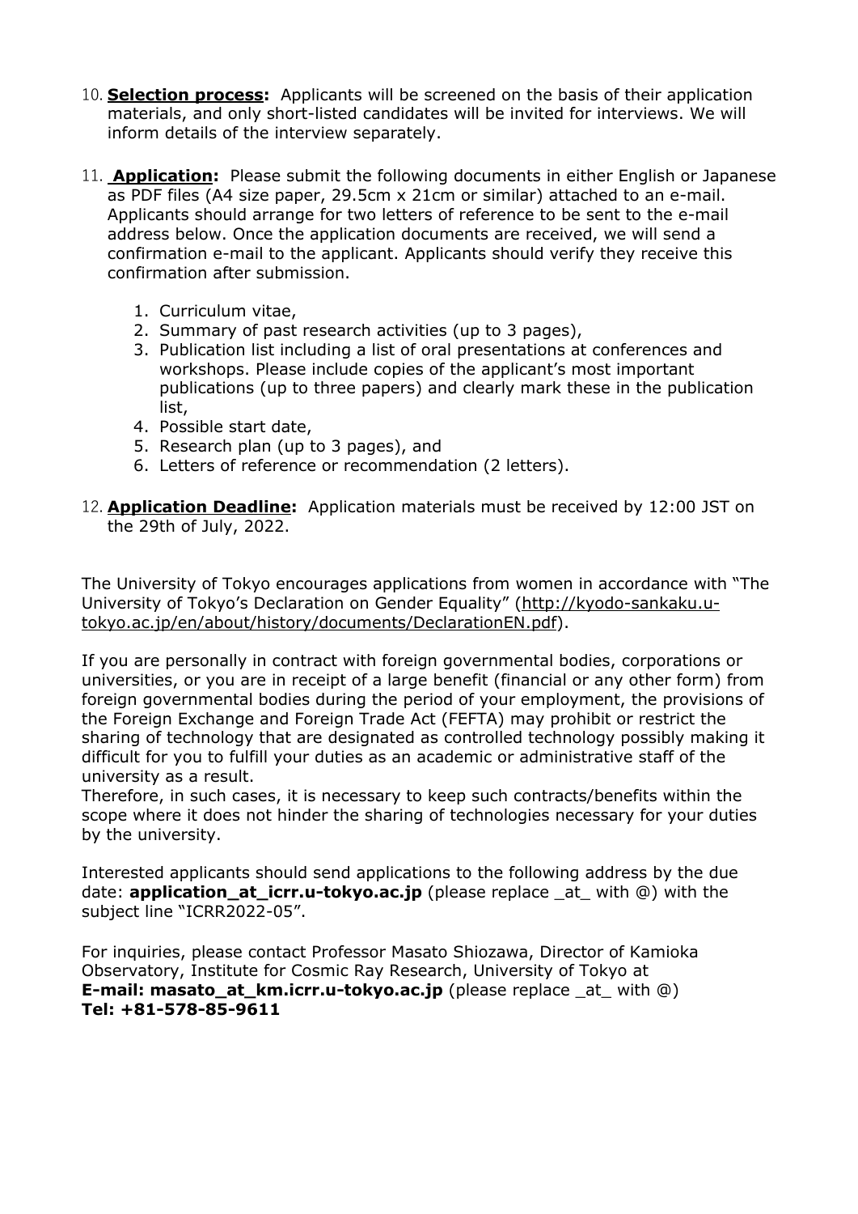10. **Selection process:** Applicants will be screened on the basis of their application materials, and only short-listed candidates will be invited for interviews. We will inform details of the interview separately.

11. **Application:** Please submit the following documents in either English or Japanese as PDF files (A4 size paper, 29.5cm x 21cm or similar) attached to an e-mail. Applicants should arrange for two letters of reference to be sent to the e-mail address below. Once the application documents are received, we will send a confirmation e-mail to the applicant. Applicants should verify they receive this confirmation after submission.

    1. Curriculum vitae,
    2. Summary of past research activities (up to 3 pages),
    3. Publication list including a list of oral presentations at conferences and workshops. Please include copies of the applicant's most important publications (up to three papers) and clearly mark these in the publication list,
    4. Possible start date,
    5. Research plan (up to 3 pages), and
    6. Letters of reference or recommendation (2 letters).

12. **Application Deadline:** Application materials must be received by 12:00 JST on the 29th of July, 2022.

The University of Tokyo encourages applications from women in accordance with "The University of Tokyo's Declaration on Gender Equality" (http://kyodo-sankaku.u-tokyo.ac.jp/en/about/history/documents/DeclarationEN.pdf).

If you are personally in contract with foreign governmental bodies, corporations or universities, or you are in receipt of a large benefit (financial or any other form) from foreign governmental bodies during the period of your employment, the provisions of the Foreign Exchange and Foreign Trade Act (FEFTA) may prohibit or restrict the sharing of technology that are designated as controlled technology possibly making it difficult for you to fulfill your duties as an academic or administrative staff of the university as a result.
Therefore, in such cases, it is necessary to keep such contracts/benefits within the scope where it does not hinder the sharing of technologies necessary for your duties by the university.

Interested applicants should send applications to the following address by the due date: **application_at_icrr.u-tokyo.ac.jp** (please replace _at_ with @) with the subject line "ICRR2022-05".

For inquiries, please contact Professor Masato Shiozawa, Director of Kamioka Observatory, Institute for Cosmic Ray Research, University of Tokyo at
**E-mail: masato_at_km.icrr.u-tokyo.ac.jp** (please replace _at_ with @)
**Tel: +81-578-85-9611**